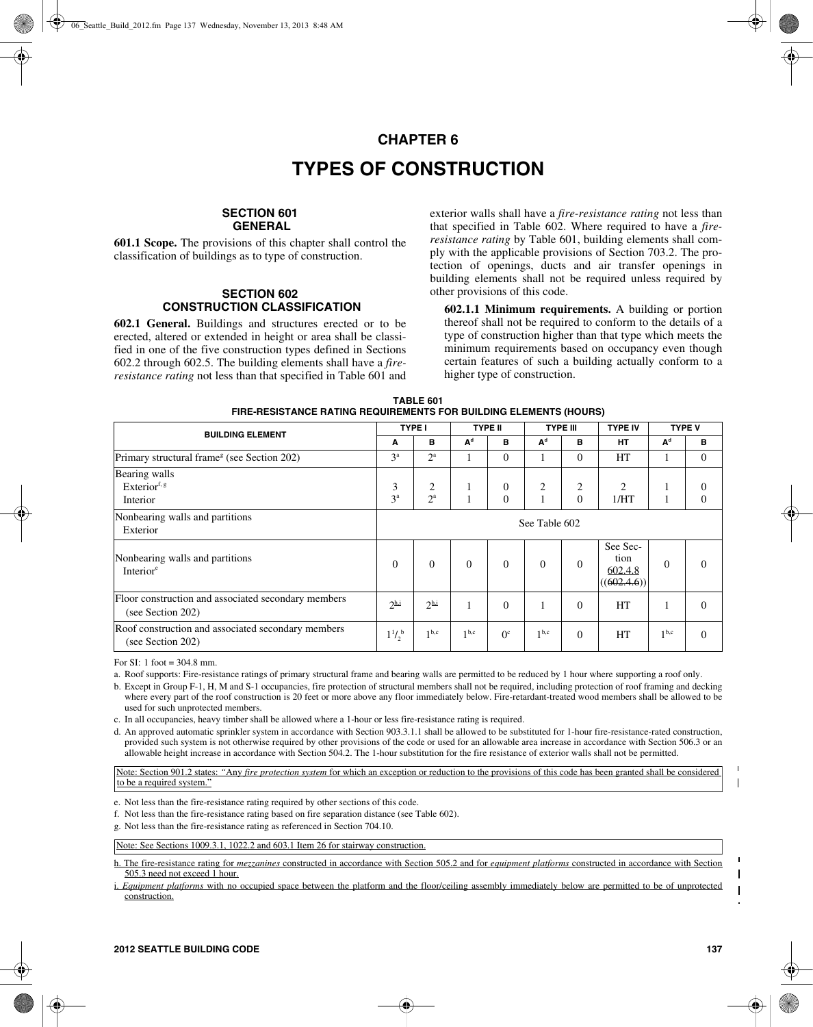# CHAPTER 6

# TYPES OF CONSTRUCTION

## SECTION 601
## GENERAL

**601.1 Scope.** The provisions of this chapter shall control the classification of buildings as to type of construction.

## SECTION 602
## CONSTRUCTION CLASSIFICATION

**602.1 General.** Buildings and structures erected or to be erected, altered or extended in height or area shall be classified in one of the five construction types defined in Sections 602.2 through 602.5. The building elements shall have a *fire-resistance rating* not less than that specified in Table 601 and exterior walls shall have a *fire-resistance rating* not less than that specified in Table 602. Where required to have a *fire-resistance rating* by Table 601, building elements shall comply with the applicable provisions of Section 703.2. The protection of openings, ducts and air transfer openings in building elements shall not be required unless required by other provisions of this code.

**602.1.1 Minimum requirements.** A building or portion thereof shall not be required to conform to the details of a type of construction higher than that type which meets the minimum requirements based on occupancy even though certain features of such a building actually conform to a higher type of construction.

**TABLE 601**
**FIRE-RESISTANCE RATING REQUIREMENTS FOR BUILDING ELEMENTS (HOURS)**

| BUILDING ELEMENT | TYPE I | | TYPE II | | TYPE III | | TYPE IV | TYPE V | |
|---|---|---|---|---|---|---|---|---|---|
| | A | B | A[d] | B | A[d] | B | HT | A[d] | B |
| Primary structural frame[g] (see Section 202) | 3[a] | 2[a] | 1 | 0 | 1 | 0 | HT | 1 | 0 |
| Bearing walls<br>Exterior[f, g]<br>Interior | <br>3<br>3[a] | <br>2<br>2[a] | <br>1<br>1 | <br>0<br>0 | <br>2<br>1 | <br>2<br>0 | <br>2<br>1/HT | <br>1<br>1 | <br>0<br>0 |
| Nonbearing walls and partitions<br>Exterior | See Table 602 | | | | | | | | |
| Nonbearing walls and partitions<br>Interior[e] | 0 | 0 | 0 | 0 | 0 | 0 | See Section 602.4.8 ((602.4.6)) | 0 | 0 |
| Floor construction and associated secondary members (see Section 202) | 2[h,i] | 2[h,i] | 1 | 0 | 1 | 0 | HT | 1 | 0 |
| Roof construction and associated secondary members (see Section 202) | $1^1/_2$[b] | 1[b,c] | 1[b,c] | 0[c] | 1[b,c] | 0 | HT | 1[b,c] | 0 |

For SI: 1 foot = 304.8 mm.

a. Roof supports: Fire-resistance ratings of primary structural frame and bearing walls are permitted to be reduced by 1 hour where supporting a roof only.

b. Except in Group F-1, H, M and S-1 occupancies, fire protection of structural members shall not be required, including protection of roof framing and decking where every part of the roof construction is 20 feet or more above any floor immediately below. Fire-retardant-treated wood members shall be allowed to be used for such unprotected members.

c. In all occupancies, heavy timber shall be allowed where a 1-hour or less fire-resistance rating is required.

d. An approved automatic sprinkler system in accordance with Section 903.3.1.1 shall be allowed to be substituted for 1-hour fire-resistance-rated construction, provided such system is not otherwise required by other provisions of the code or used for an allowable area increase in accordance with Section 506.3 or an allowable height increase in accordance with Section 504.2. The 1-hour substitution for the fire resistance of exterior walls shall not be permitted.

Note: Section 901.2 states: "Any *fire protection system* for which an exception or reduction to the provisions of this code has been granted shall be considered to be a required system."

e. Not less than the fire-resistance rating required by other sections of this code.

f. Not less than the fire-resistance rating based on fire separation distance (see Table 602).

g. Not less than the fire-resistance rating as referenced in Section 704.10.

Note: See Sections 1009.3.1, 1022.2 and 603.1 Item 26 for stairway construction.

h. The fire-resistance rating for *mezzanines* constructed in accordance with Section 505.2 and for *equipment platforms* constructed in accordance with Section 505.3 need not exceed 1 hour.

i. *Equipment platforms* with no occupied space between the platform and the floor/ceiling assembly immediately below are permitted to be of unprotected construction.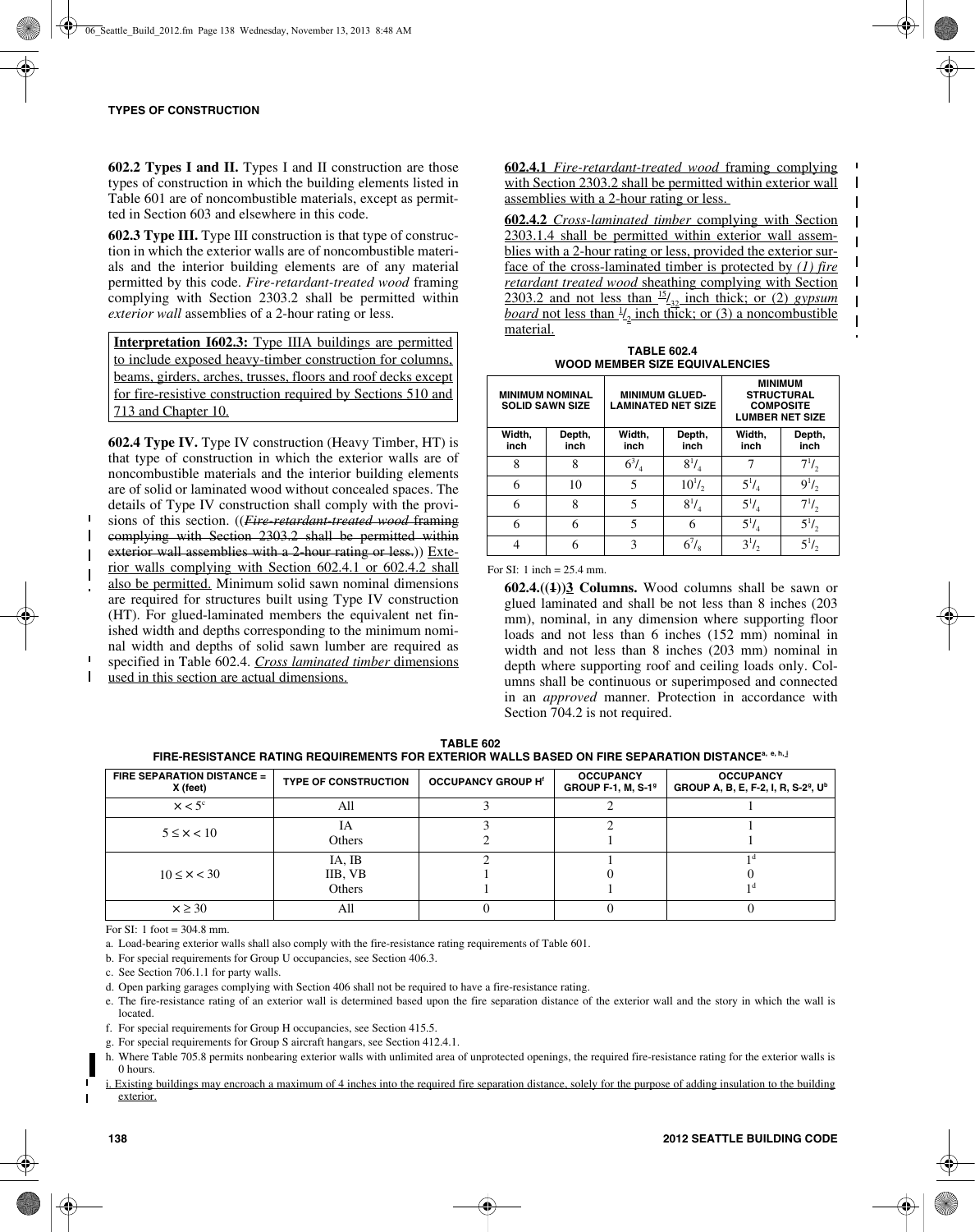**602.2 Types I and II.** Types I and II construction are those types of construction in which the building elements listed in Table 601 are of noncombustible materials, except as permitted in Section 603 and elsewhere in this code.

**602.3 Type III.** Type III construction is that type of construction in which the exterior walls are of noncombustible materials and the interior building elements are of any material permitted by this code. *Fire-retardant-treated wood* framing complying with Section 2303.2 shall be permitted within *exterior wall* assemblies of a 2-hour rating or less.

> **Interpretation I602.3:** Type IIIA buildings are permitted to include exposed heavy-timber construction for columns, beams, girders, arches, trusses, floors and roof decks except for fire-resistive construction required by Sections 510 and 713 and Chapter 10.

**602.4 Type IV.** Type IV construction (Heavy Timber, HT) is that type of construction in which the exterior walls are of noncombustible materials and the interior building elements are of solid or laminated wood without concealed spaces. The details of Type IV construction shall comply with the provisions of this section. ((~~*Fire-retardant-treated wood* framing complying with Section 2303.2 shall be permitted within exterior wall assemblies with a 2-hour rating or less.~~)) Exterior walls complying with Section 602.4.1 or 602.4.2 shall also be permitted. Minimum solid sawn nominal dimensions are required for structures built using Type IV construction (HT). For glued-laminated members the equivalent net finished width and depths corresponding to the minimum nominal width and depths of solid sawn lumber are required as specified in Table 602.4. *Cross laminated timber* dimensions used in this section are actual dimensions.

**602.4.1** *Fire-retardant-treated wood* framing complying with Section 2303.2 shall be permitted within exterior wall assemblies with a 2-hour rating or less.

**602.4.2** *Cross-laminated timber* complying with Section 2303.1.4 shall be permitted within exterior wall assemblies with a 2-hour rating or less, provided the exterior surface of the cross-laminated timber is protected by *(1) fire retardant treated wood* sheathing complying with Section 2303.2 and not less than $^{15}/_{32}$ inch thick; or (2) *gypsum board* not less than $^{1}/_{2}$ inch thick; or (3) a noncombustible material.

**TABLE 602.4**
**WOOD MEMBER SIZE EQUIVALENCIES**

| MINIMUM NOMINAL SOLID SAWN SIZE | | MINIMUM GLUED-LAMINATED NET SIZE | | MINIMUM STRUCTURAL COMPOSITE LUMBER NET SIZE | |
|---|---|---|---|---|---|
| Width, inch | Depth, inch | Width, inch | Depth, inch | Width, inch | Depth, inch |
| 8 | 8 | $6^3/_4$ | $8^1/_4$ | 7 | $7^1/_2$ |
| 6 | 10 | 5 | $10^1/_2$ | $5^1/_4$ | $9^1/_2$ |
| 6 | 8 | 5 | $8^1/_4$ | $5^1/_4$ | $7^1/_2$ |
| 6 | 6 | 5 | 6 | $5^1/_4$ | $5^1/_2$ |
| 4 | 6 | 3 | $6^7/_8$ | $3^1/_2$ | $5^1/_2$ |

For SI: 1 inch = 25.4 mm.

**602.4.((~~1~~))3 Columns.** Wood columns shall be sawn or glued laminated and shall be not less than 8 inches (203 mm), nominal, in any dimension where supporting floor loads and not less than 6 inches (152 mm) nominal in width and not less than 8 inches (203 mm) nominal in depth where supporting roof and ceiling loads only. Columns shall be continuous or superimposed and connected in an *approved* manner. Protection in accordance with Section 704.2 is not required.

**TABLE 602**
**FIRE-RESISTANCE RATING REQUIREMENTS FOR EXTERIOR WALLS BASED ON FIRE SEPARATION DISTANCE[a, e, h, i]**

| FIRE SEPARATION DISTANCE = X (feet) | TYPE OF CONSTRUCTION | OCCUPANCY GROUP H[f] | OCCUPANCY GROUP F-1, M, S-1[g] | OCCUPANCY GROUP A, B, E, F-2, I, R, S-2[g], U[b] |
|---|---|---|---|---|
| $X < 5$[c] | All | 3 | 2 | 1 |
| $5 \leq X < 10$ | IA<br>Others | 3<br>2 | 2<br>1 | 1<br>1 |
| $10 \leq X < 30$ | IA, IB<br>IIB, VB<br>Others | 2<br>1<br>1 | 1<br>0<br>1 | 1[d]<br>0<br>1[d] |
| $X \geq 30$ | All | 0 | 0 | 0 |

For SI: 1 foot = 304.8 mm.

a. Load-bearing exterior walls shall also comply with the fire-resistance rating requirements of Table 601.

b. For special requirements for Group U occupancies, see Section 406.3.

c. See Section 706.1.1 for party walls.

d. Open parking garages complying with Section 406 shall not be required to have a fire-resistance rating.

e. The fire-resistance rating of an exterior wall is determined based upon the fire separation distance of the exterior wall and the story in which the wall is located.

f. For special requirements for Group H occupancies, see Section 415.5.

g. For special requirements for Group S aircraft hangars, see Section 412.4.1.

h. Where Table 705.8 permits nonbearing exterior walls with unlimited area of unprotected openings, the required fire-resistance rating for the exterior walls is 0 hours.

i. Existing buildings may encroach a maximum of 4 inches into the required fire separation distance, solely for the purpose of adding insulation to the building exterior.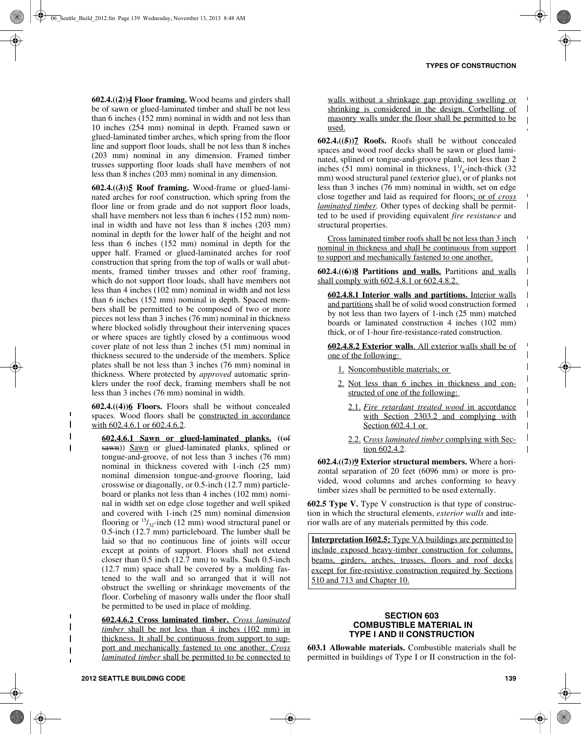**602.4.((2))4 Floor framing.** Wood beams and girders shall be of sawn or glued-laminated timber and shall be not less than 6 inches (152 mm) nominal in width and not less than 10 inches (254 mm) nominal in depth. Framed sawn or glued-laminated timber arches, which spring from the floor line and support floor loads, shall be not less than 8 inches (203 mm) nominal in any dimension. Framed timber trusses supporting floor loads shall have members of not less than 8 inches (203 mm) nominal in any dimension.

**602.4.((3))5 Roof framing.** Wood-frame or glued-laminated arches for roof construction, which spring from the floor line or from grade and do not support floor loads, shall have members not less than 6 inches (152 mm) nominal in width and have not less than 8 inches (203 mm) nominal in depth for the lower half of the height and not less than 6 inches (152 mm) nominal in depth for the upper half. Framed or glued-laminated arches for roof construction that spring from the top of walls or wall abutments, framed timber trusses and other roof framing, which do not support floor loads, shall have members not less than 4 inches (102 mm) nominal in width and not less than 6 inches (152 mm) nominal in depth. Spaced members shall be permitted to be composed of two or more pieces not less than 3 inches (76 mm) nominal in thickness where blocked solidly throughout their intervening spaces or where spaces are tightly closed by a continuous wood cover plate of not less than 2 inches (51 mm) nominal in thickness secured to the underside of the members. Splice plates shall be not less than 3 inches (76 mm) nominal in thickness. Where protected by *approved* automatic sprinklers under the roof deck, framing members shall be not less than 3 inches (76 mm) nominal in width.

**602.4.((4))6 Floors.** Floors shall be without concealed spaces. Wood floors shall be constructed in accordance with 602.4.6.1 or 602.4.6.2.

**602.4.6.1 Sawn or glued-laminated planks.** ((of sawn)) Sawn or glued-laminated planks, splined or tongue-and-groove, of not less than 3 inches (76 mm) nominal in thickness covered with 1-inch (25 mm) nominal dimension tongue-and-groove flooring, laid crosswise or diagonally, or 0.5-inch (12.7 mm) particleboard or planks not less than 4 inches (102 mm) nominal in width set on edge close together and well spiked and covered with 1-inch (25 mm) nominal dimension flooring or $^{15}/_{32}$-inch (12 mm) wood structural panel or 0.5-inch (12.7 mm) particleboard. The lumber shall be laid so that no continuous line of joints will occur except at points of support. Floors shall not extend closer than 0.5 inch (12.7 mm) to walls. Such 0.5-inch (12.7 mm) space shall be covered by a molding fastened to the wall and so arranged that it will not obstruct the swelling or shrinkage movements of the floor. Corbeling of masonry walls under the floor shall be permitted to be used in place of molding.

**602.4.6.2 Cross laminated timber.** *Cross laminated timber* shall be not less than 4 inches (102 mm) in thickness. It shall be continuous from support to support and mechanically fastened to one another. *Cross laminated timber* shall be permitted to be connected to walls without a shrinkage gap providing swelling or shrinking is considered in the design. Corbelling of masonry walls under the floor shall be permitted to be used.

**602.4.((5))7 Roofs.** Roofs shall be without concealed spaces and wood roof decks shall be sawn or glued laminated, splined or tongue-and-groove plank, not less than 2 inches (51 mm) nominal in thickness, $1^1/_8$-inch-thick (32 mm) wood structural panel (exterior glue), or of planks not less than 3 inches (76 mm) nominal in width, set on edge close together and laid as required for floors; or of *cross laminated timber.* Other types of decking shall be permitted to be used if providing equivalent *fire resistance* and structural properties.

Cross laminated timber roofs shall be not less than 3 inch nominal in thickness and shall be continuous from support to support and mechanically fastened to one another.

**602.4.((6))8 Partitions and walls.** Partitions and walls shall comply with 602.4.8.1 or 602.4.8.2.

**602.4.8.1 Interior walls and partitions.** Interior walls and partitions shall be of solid wood construction formed by not less than two layers of 1-inch (25 mm) matched boards or laminated construction 4 inches (102 mm) thick, or of 1-hour fire-resistance-rated construction.

**602.4.8.2 Exterior walls**. All exterior walls shall be of one of the following:

1. Noncombustible materials; or
2. Not less than 6 inches in thickness and constructed of one of the following:
   - 2.1. *Fire retardant treated wood* in accordance with Section 2303.2 and complying with Section 602.4.1 or
   - 2.2. *Cross laminated timber* complying with Section 602.4.2.

**602.4.((7))9 Exterior structural members.** Where a horizontal separation of 20 feet (6096 mm) or more is provided, wood columns and arches conforming to heavy timber sizes shall be permitted to be used externally.

**602.5 Type V.** Type V construction is that type of construction in which the structural elements, *exterior walls* and interior walls are of any materials permitted by this code.

> **Interpretation I602.5:** Type VA buildings are permitted to include exposed heavy-timber construction for columns, beams, girders, arches, trusses, floors and roof decks except for fire-resistive construction required by Sections 510 and 713 and Chapter 10.

## SECTION 603
## COMBUSTIBLE MATERIAL IN TYPE I AND II CONSTRUCTION

**603.1 Allowable materials.** Combustible materials shall be permitted in buildings of Type I or II construction in the fol-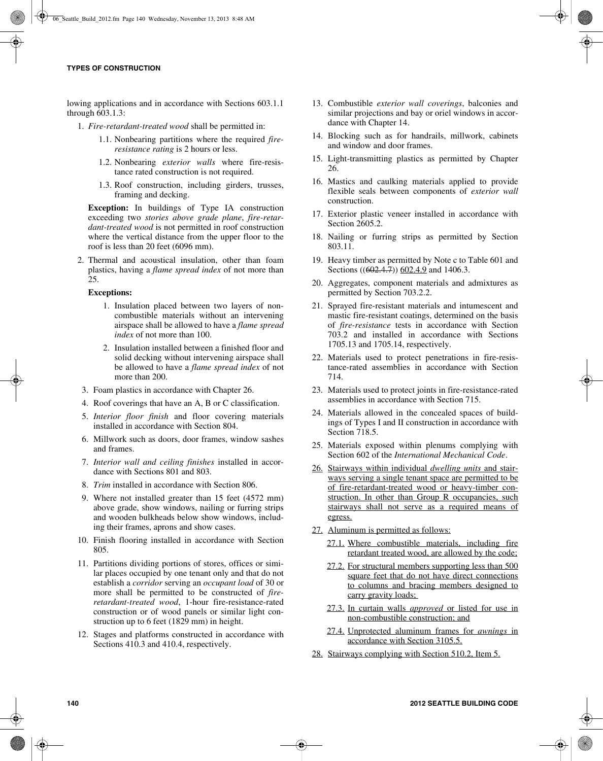lowing applications and in accordance with Sections 603.1.1 through 603.1.3:

1. *Fire-retardant-treated wood* shall be permitted in:
   1.1. Nonbearing partitions where the required *fire-resistance rating* is 2 hours or less.
   1.2. Nonbearing *exterior walls* where fire-resistance rated construction is not required.
   1.3. Roof construction, including girders, trusses, framing and decking.

   **Exception:** In buildings of Type IA construction exceeding two *stories above grade plane*, *fire-retardant-treated wood* is not permitted in roof construction where the vertical distance from the upper floor to the roof is less than 20 feet (6096 mm).

2. Thermal and acoustical insulation, other than foam plastics, having a *flame spread index* of not more than 25.

   **Exceptions:**

   1. Insulation placed between two layers of noncombustible materials without an intervening airspace shall be allowed to have a *flame spread index* of not more than 100.
   2. Insulation installed between a finished floor and solid decking without intervening airspace shall be allowed to have a *flame spread index* of not more than 200.

3. Foam plastics in accordance with Chapter 26.
4. Roof coverings that have an A, B or C classification.
5. *Interior floor finish* and floor covering materials installed in accordance with Section 804.
6. Millwork such as doors, door frames, window sashes and frames.
7. *Interior wall and ceiling finishes* installed in accordance with Sections 801 and 803.
8. *Trim* installed in accordance with Section 806.
9. Where not installed greater than 15 feet (4572 mm) above grade, show windows, nailing or furring strips and wooden bulkheads below show windows, including their frames, aprons and show cases.
10. Finish flooring installed in accordance with Section 805.
11. Partitions dividing portions of stores, offices or similar places occupied by one tenant only and that do not establish a *corridor* serving an *occupant load* of 30 or more shall be permitted to be constructed of *fire-retardant-treated wood*, 1-hour fire-resistance-rated construction or of wood panels or similar light construction up to 6 feet (1829 mm) in height.
12. Stages and platforms constructed in accordance with Sections 410.3 and 410.4, respectively.
13. Combustible *exterior wall coverings*, balconies and similar projections and bay or oriel windows in accordance with Chapter 14.
14. Blocking such as for handrails, millwork, cabinets and window and door frames.
15. Light-transmitting plastics as permitted by Chapter 26.
16. Mastics and caulking materials applied to provide flexible seals between components of *exterior wall* construction.
17. Exterior plastic veneer installed in accordance with Section 2605.2.
18. Nailing or furring strips as permitted by Section 803.11.
19. Heavy timber as permitted by Note c to Table 601 and Sections ((~~602.4.7~~)) <u>602.4.9</u> and 1406.3.
20. Aggregates, component materials and admixtures as permitted by Section 703.2.2.
21. Sprayed fire-resistant materials and intumescent and mastic fire-resistant coatings, determined on the basis of *fire-resistance* tests in accordance with Section 703.2 and installed in accordance with Sections 1705.13 and 1705.14, respectively.
22. Materials used to protect penetrations in fire-resistance-rated assemblies in accordance with Section 714.
23. Materials used to protect joints in fire-resistance-rated assemblies in accordance with Section 715.
24. Materials allowed in the concealed spaces of buildings of Types I and II construction in accordance with Section 718.5.
25. Materials exposed within plenums complying with Section 602 of the *International Mechanical Code*.
26. <u>Stairways within individual *dwelling units* and stairways serving a single tenant space are permitted to be of fire-retardant-treated wood or heavy-timber construction. In other than Group R occupancies, such stairways shall not serve as a required means of egress.</u>
27. <u>Aluminum is permitted as follows:</u>
   <u>27.1. Where combustible materials, including fire retardant treated wood, are allowed by the code;</u>
   <u>27.2. For structural members supporting less than 500 square feet that do not have direct connections to columns and bracing members designed to carry gravity loads;</u>
   <u>27.3. In curtain walls *approved* or listed for use in non-combustible construction; and</u>
   <u>27.4. Unprotected aluminum frames for *awnings* in accordance with Section 3105.5.</u>
28. <u>Stairways complying with Section 510.2, Item 5.</u>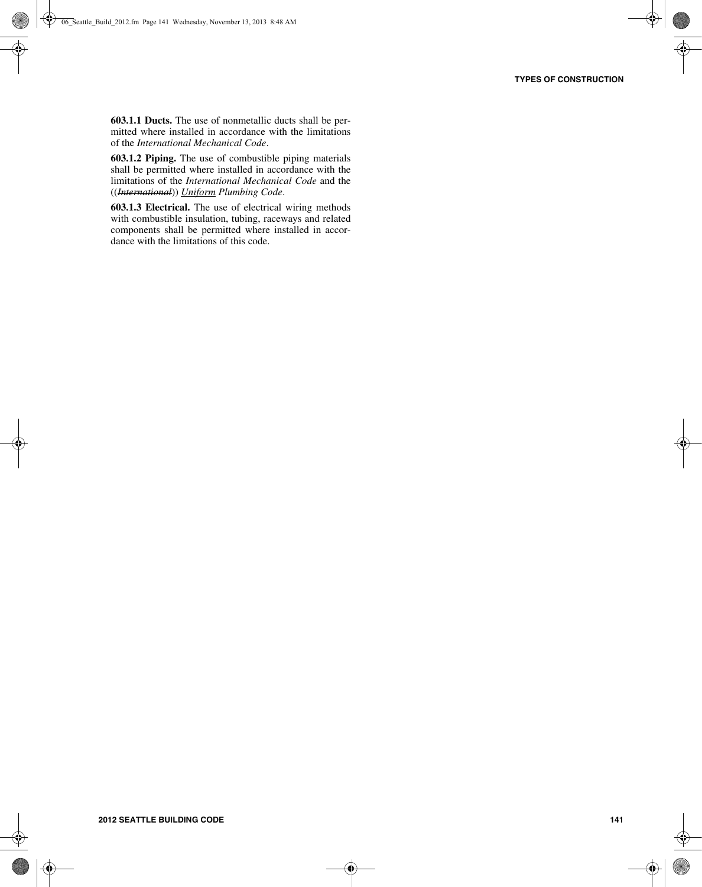**603.1.1 Ducts.** The use of nonmetallic ducts shall be permitted where installed in accordance with the limitations of the *International Mechanical Code*.

**603.1.2 Piping.** The use of combustible piping materials shall be permitted where installed in accordance with the limitations of the *International Mechanical Code* and the ((~~*International*~~)) <u>*Uniform*</u> *Plumbing Code*.

**603.1.3 Electrical.** The use of electrical wiring methods with combustible insulation, tubing, raceways and related components shall be permitted where installed in accordance with the limitations of this code.